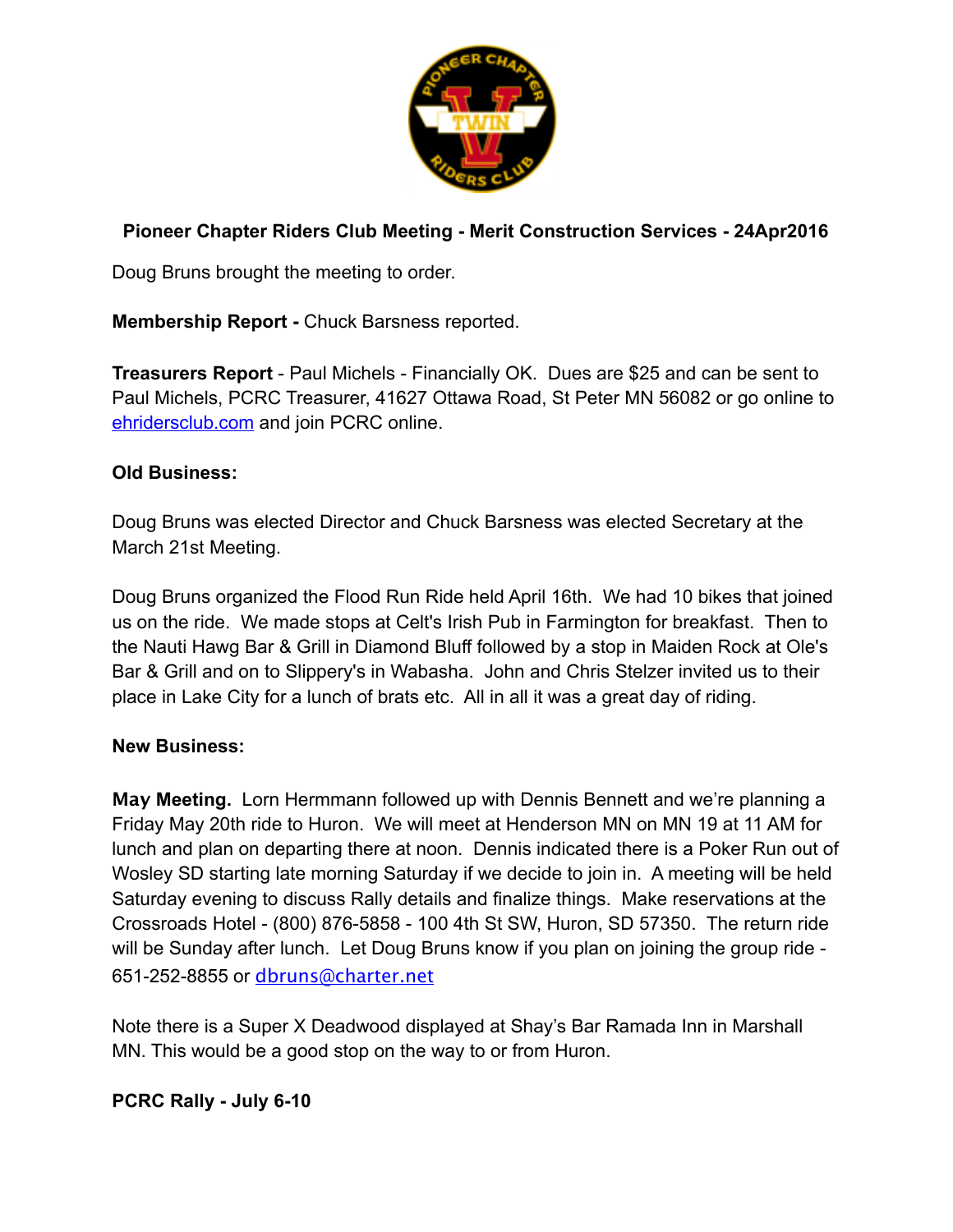**Pioneer Chapter Riders Club Meeting - Merit Construction Services - 24Apr2016**

Doug Bruns brought the meeting to order.

**Membership Report -** Chuck Barsness reported.

**Treasurers Report** - Paul Michels - Financially OK. Dues are $25 and can be sent to Paul Michels, PCRC Treasurer, 41627 Ottawa Road, St Peter MN 56082 or go online to ehridersclub.com and join PCRC online.

**Old Business:**

Doug Bruns was elected Director and Chuck Barsness was elected Secretary at the March 21st Meeting.

Doug Bruns organized the Flood Run Ride held April 16th. We had 10 bikes that joined us on the ride. We made stops at Celt's Irish Pub in Farmington for breakfast. Then to the Nauti Hawg Bar & Grill in Diamond Bluff followed by a stop in Maiden Rock at Ole's Bar & Grill and on to Slippery's in Wabasha. John and Chris Stelzer invited us to their place in Lake City for a lunch of brats etc. All in all it was a great day of riding.

**New Business:**

**May Meeting.** Lorn Hermmann followed up with Dennis Bennett and we're planning a Friday May 20th ride to Huron. We will meet at Henderson MN on MN 19 at 11 AM for lunch and plan on departing there at noon. Dennis indicated there is a Poker Run out of Wosley SD starting late morning Saturday if we decide to join in. A meeting will be held Saturday evening to discuss Rally details and finalize things. Make reservations at the Crossroads Hotel - (800) 876-5858 - 100 4th St SW, Huron, SD 57350. The return ride will be Sunday after lunch. Let Doug Bruns know if you plan on joining the group ride - 651-252-8855 or dbruns@charter.net

Note there is a Super X Deadwood displayed at Shay's Bar Ramada Inn in Marshall MN. This would be a good stop on the way to or from Huron.

**PCRC Rally - July 6-10**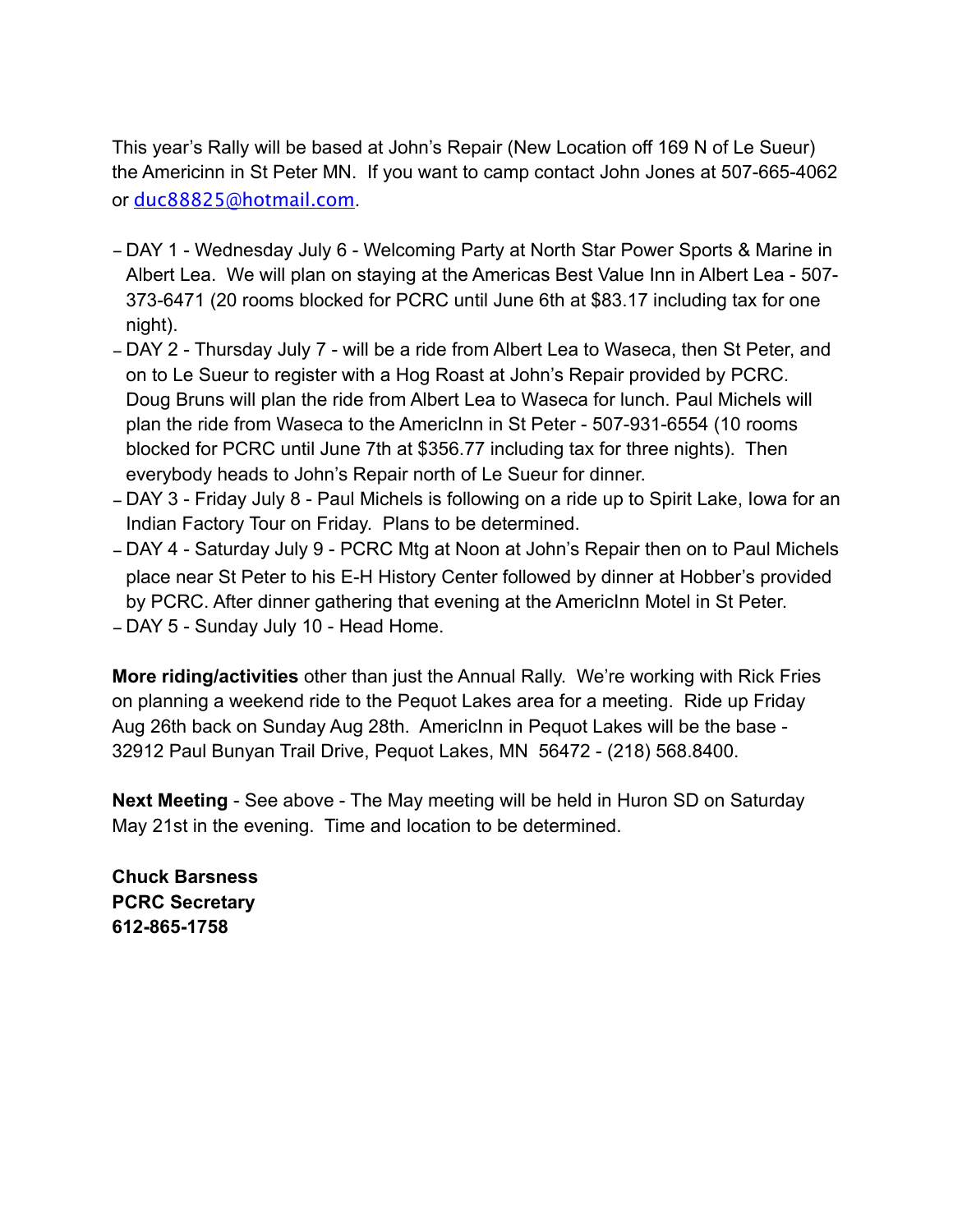This year's Rally will be based at John's Repair (New Location off 169 N of Le Sueur) the Americinn in St Peter MN. If you want to camp contact John Jones at 507-665-4062 or duc88825@hotmail.com.

- DAY 1 - Wednesday July 6 - Welcoming Party at North Star Power Sports & Marine in Albert Lea. We will plan on staying at the Americas Best Value Inn in Albert Lea - 507-373-6471 (20 rooms blocked for PCRC until June 6th at $83.17 including tax for one night).
- DAY 2 - Thursday July 7 - will be a ride from Albert Lea to Waseca, then St Peter, and on to Le Sueur to register with a Hog Roast at John's Repair provided by PCRC. Doug Bruns will plan the ride from Albert Lea to Waseca for lunch. Paul Michels will plan the ride from Waseca to the AmericInn in St Peter - 507-931-6554 (10 rooms blocked for PCRC until June 7th at $356.77 including tax for three nights). Then everybody heads to John's Repair north of Le Sueur for dinner.
- DAY 3 - Friday July 8 - Paul Michels is following on a ride up to Spirit Lake, Iowa for an Indian Factory Tour on Friday. Plans to be determined.
- DAY 4 - Saturday July 9 - PCRC Mtg at Noon at John's Repair then on to Paul Michels place near St Peter to his E-H History Center followed by dinner at Hobber's provided by PCRC. After dinner gathering that evening at the AmericInn Motel in St Peter.
- DAY 5 - Sunday July 10 - Head Home.

**More riding/activities** other than just the Annual Rally. We're working with Rick Fries on planning a weekend ride to the Pequot Lakes area for a meeting. Ride up Friday Aug 26th back on Sunday Aug 28th. AmericInn in Pequot Lakes will be the base - 32912 Paul Bunyan Trail Drive, Pequot Lakes, MN 56472 - (218) 568.8400.

**Next Meeting** - See above - The May meeting will be held in Huron SD on Saturday May 21st in the evening. Time and location to be determined.

**Chuck Barsness**
**PCRC Secretary**
**612-865-1758**